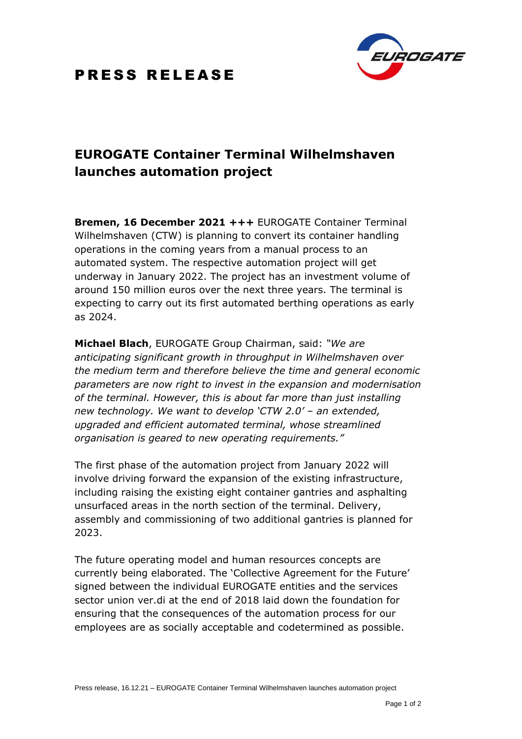# PRESS RELEASE

## EUROGATE Container Terminal Wilhelmshaven launches automation project

**Bremen, 16 December 2021 +++** EUROGATE Container Terminal Wilhelmshaven (CTW) is planning to convert its container handling operations in the coming years from a manual process to an automated system. The respective automation project will get underway in January 2022. The project has an investment volume of around 150 million euros over the next three years. The terminal is expecting to carry out its first automated berthing operations as early as 2024.

**Michael Blach**, EUROGATE Group Chairman, said: *"We are anticipating significant growth in throughput in Wilhelmshaven over the medium term and therefore believe the time and general economic parameters are now right to invest in the expansion and modernisation of the terminal. However, this is about far more than just installing new technology. We want to develop 'CTW 2.0' – an extended, upgraded and efficient automated terminal, whose streamlined organisation is geared to new operating requirements."*

The first phase of the automation project from January 2022 will involve driving forward the expansion of the existing infrastructure, including raising the existing eight container gantries and asphalting unsurfaced areas in the north section of the terminal. Delivery, assembly and commissioning of two additional gantries is planned for 2023.

The future operating model and human resources concepts are currently being elaborated. The 'Collective Agreement for the Future' signed between the individual EUROGATE entities and the services sector union ver.di at the end of 2018 laid down the foundation for ensuring that the consequences of the automation process for our employees are as socially acceptable and codetermined as possible.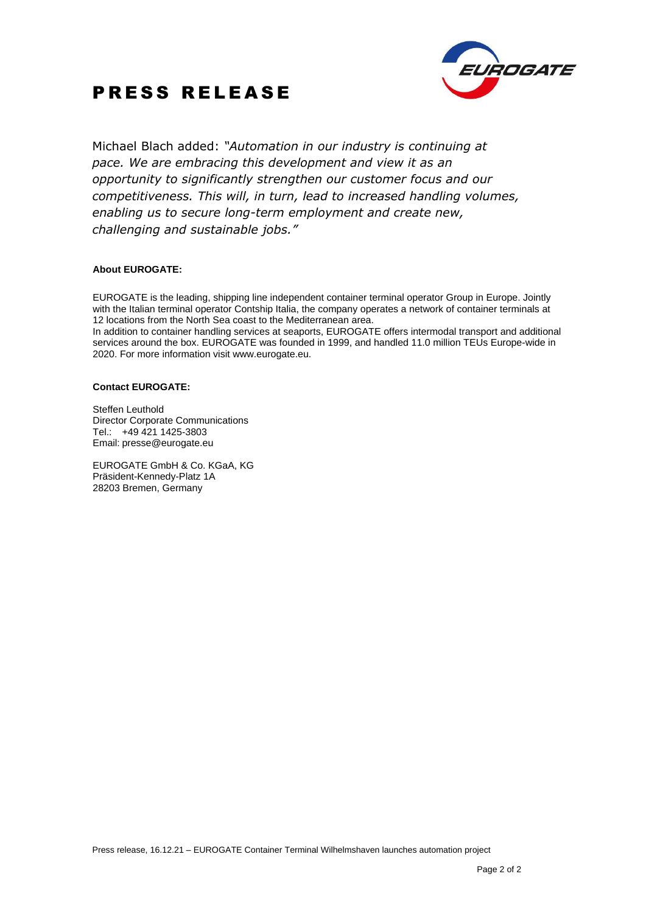Michael Blach added: *"Automation in our industry is continuing at pace. We are embracing this development and view it as an opportunity to significantly strengthen our customer focus and our competitiveness. This will, in turn, lead to increased handling volumes, enabling us to secure long-term employment and create new, challenging and sustainable jobs."*

**About EUROGATE:**

EUROGATE is the leading, shipping line independent container terminal operator Group in Europe. Jointly with the Italian terminal operator Contship Italia, the company operates a network of container terminals at 12 locations from the North Sea coast to the Mediterranean area.
In addition to container handling services at seaports, EUROGATE offers intermodal transport and additional services around the box. EUROGATE was founded in 1999, and handled 11.0 million TEUs Europe-wide in 2020. For more information visit www.eurogate.eu.

**Contact EUROGATE:**

Steffen Leuthold
Director Corporate Communications
Tel.: +49 421 1425-3803
Email: presse@eurogate.eu

EUROGATE GmbH & Co. KGaA, KG
Präsident-Kennedy-Platz 1A
28203 Bremen, Germany